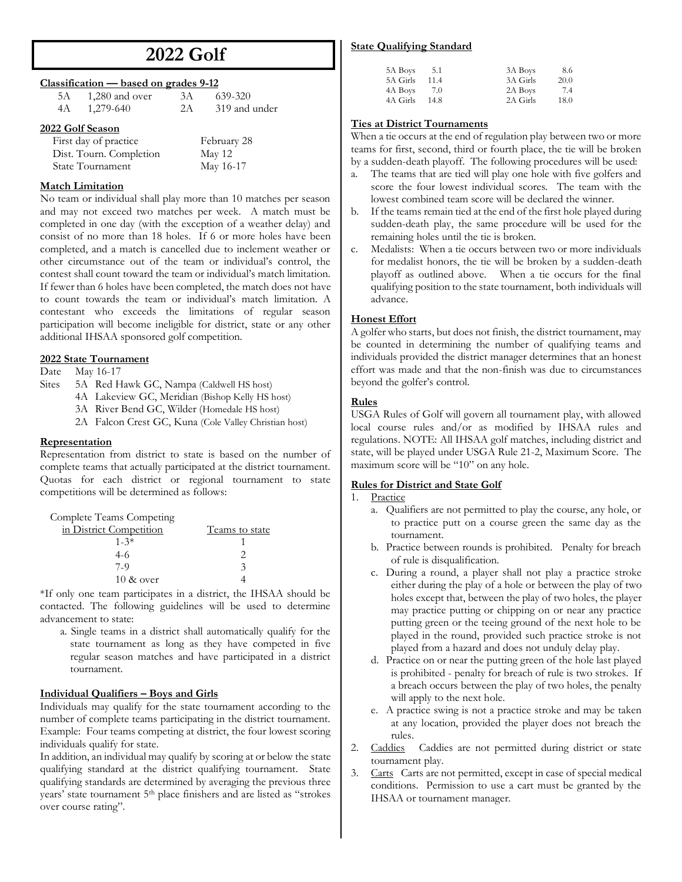# 2022 Golf

**Classification — based on grades 9-12**

| | | | |
|---|---|---|---|
| 5A | 1,280 and over | 3A | 639-320 |
| 4A | 1,279-640 | 2A | 319 and under |

**2022 Golf Season**

| | |
|---|---|
| First day of practice | February 28 |
| Dist. Tourn. Completion | May 12 |
| State Tournament | May 16-17 |

**Match Limitation**

No team or individual shall play more than 10 matches per season and may not exceed two matches per week. A match must be completed in one day (with the exception of a weather delay) and consist of no more than 18 holes. If 6 or more holes have been completed, and a match is cancelled due to inclement weather or other circumstance out of the team or individual's control, the contest shall count toward the team or individual's match limitation. If fewer than 6 holes have been completed, the match does not have to count towards the team or individual's match limitation. A contestant who exceeds the limitations of regular season participation will become ineligible for district, state or any other additional IHSAA sponsored golf competition.

**2022 State Tournament**

Date May 16-17

Sites
- 5A Red Hawk GC, Nampa (Caldwell HS host)
- 4A Lakeview GC, Meridian (Bishop Kelly HS host)
- 3A River Bend GC, Wilder (Homedale HS host)
- 2A Falcon Crest GC, Kuna (Cole Valley Christian host)

**Representation**

Representation from district to state is based on the number of complete teams that actually participated at the district tournament. Quotas for each district or regional tournament to state competitions will be determined as follows:

| Complete Teams Competing in District Competition | Teams to state |
|---|---|
| 1-3* | 1 |
| 4-6 | 2 |
| 7-9 | 3 |
| 10 & over | 4 |

*If only one team participates in a district, the IHSAA should be contacted. The following guidelines will be used to determine advancement to state:

a. Single teams in a district shall automatically qualify for the state tournament as long as they have competed in five regular season matches and have participated in a district tournament.

**Individual Qualifiers – Boys and Girls**

Individuals may qualify for the state tournament according to the number of complete teams participating in the district tournament. Example: Four teams competing at district, the four lowest scoring individuals qualify for state.

In addition, an individual may qualify by scoring at or below the state qualifying standard at the district qualifying tournament. State qualifying standards are determined by averaging the previous three years' state tournament 5th place finishers and are listed as "strokes over course rating".

**State Qualifying Standard**

| | | | |
|---|---|---|---|
| 5A Boys | 5.1 | 3A Boys | 8.6 |
| 5A Girls | 11.4 | 3A Girls | 20.0 |
| 4A Boys | 7.0 | 2A Boys | 7.4 |
| 4A Girls | 14.8 | 2A Girls | 18.0 |

**Ties at District Tournaments**

When a tie occurs at the end of regulation play between two or more teams for first, second, third or fourth place, the tie will be broken by a sudden-death playoff. The following procedures will be used:

a. The teams that are tied will play one hole with five golfers and score the four lowest individual scores. The team with the lowest combined team score will be declared the winner.

b. If the teams remain tied at the end of the first hole played during sudden-death play, the same procedure will be used for the remaining holes until the tie is broken.

c. Medalists: When a tie occurs between two or more individuals for medalist honors, the tie will be broken by a sudden-death playoff as outlined above. When a tie occurs for the final qualifying position to the state tournament, both individuals will advance.

**Honest Effort**

A golfer who starts, but does not finish, the district tournament, may be counted in determining the number of qualifying teams and individuals provided the district manager determines that an honest effort was made and that the non-finish was due to circumstances beyond the golfer's control.

**Rules**

USGA Rules of Golf will govern all tournament play, with allowed local course rules and/or as modified by IHSAA rules and regulations. NOTE: All IHSAA golf matches, including district and state, will be played under USGA Rule 21-2, Maximum Score. The maximum score will be "10" on any hole.

**Rules for District and State Golf**

1. Practice
   a. Qualifiers are not permitted to play the course, any hole, or to practice putt on a course green the same day as the tournament.
   b. Practice between rounds is prohibited. Penalty for breach of rule is disqualification.
   c. During a round, a player shall not play a practice stroke either during the play of a hole or between the play of two holes except that, between the play of two holes, the player may practice putting or chipping on or near any practice putting green or the teeing ground of the next hole to be played in the round, provided such practice stroke is not played from a hazard and does not unduly delay play.
   d. Practice on or near the putting green of the hole last played is prohibited - penalty for breach of rule is two strokes. If a breach occurs between the play of two holes, the penalty will apply to the next hole.
   e. A practice swing is not a practice stroke and may be taken at any location, provided the player does not breach the rules.
2. Caddies Caddies are not permitted during district or state tournament play.
3. Carts Carts are not permitted, except in case of special medical conditions. Permission to use a cart must be granted by the IHSAA or tournament manager.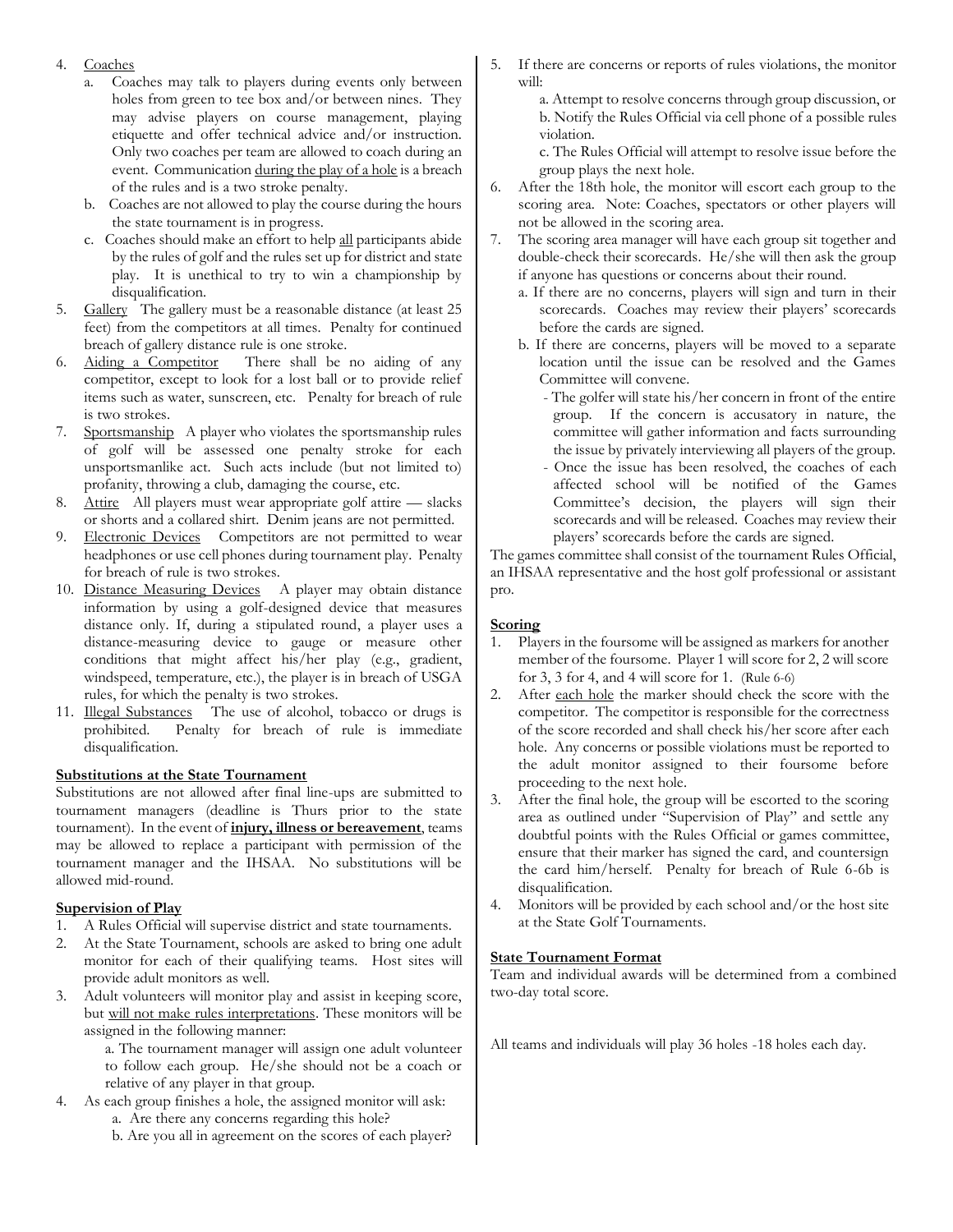4. Coaches
   a. Coaches may talk to players during events only between holes from green to tee box and/or between nines. They may advise players on course management, playing etiquette and offer technical advice and/or instruction. Only two coaches per team are allowed to coach during an event. Communication during the play of a hole is a breach of the rules and is a two stroke penalty.
   b. Coaches are not allowed to play the course during the hours the state tournament is in progress.
   c. Coaches should make an effort to help all participants abide by the rules of golf and the rules set up for district and state play. It is unethical to try to win a championship by disqualification.
5. Gallery The gallery must be a reasonable distance (at least 25 feet) from the competitors at all times. Penalty for continued breach of gallery distance rule is one stroke.
6. Aiding a Competitor There shall be no aiding of any competitor, except to look for a lost ball or to provide relief items such as water, sunscreen, etc. Penalty for breach of rule is two strokes.
7. Sportsmanship A player who violates the sportsmanship rules of golf will be assessed one penalty stroke for each unsportsmanlike act. Such acts include (but not limited to) profanity, throwing a club, damaging the course, etc.
8. Attire All players must wear appropriate golf attire — slacks or shorts and a collared shirt. Denim jeans are not permitted.
9. Electronic Devices Competitors are not permitted to wear headphones or use cell phones during tournament play. Penalty for breach of rule is two strokes.
10. Distance Measuring Devices A player may obtain distance information by using a golf-designed device that measures distance only. If, during a stipulated round, a player uses a distance-measuring device to gauge or measure other conditions that might affect his/her play (e.g., gradient, windspeed, temperature, etc.), the player is in breach of USGA rules, for which the penalty is two strokes.
11. Illegal Substances The use of alcohol, tobacco or drugs is prohibited. Penalty for breach of rule is immediate disqualification.

**Substitutions at the State Tournament**

Substitutions are not allowed after final line-ups are submitted to tournament managers (deadline is Thurs prior to the state tournament). In the event of **injury, illness or bereavement**, teams may be allowed to replace a participant with permission of the tournament manager and the IHSAA. No substitutions will be allowed mid-round.

**Supervision of Play**

1. A Rules Official will supervise district and state tournaments.
2. At the State Tournament, schools are asked to bring one adult monitor for each of their qualifying teams. Host sites will provide adult monitors as well.
3. Adult volunteers will monitor play and assist in keeping score, but will not make rules interpretations. These monitors will be assigned in the following manner:
   a. The tournament manager will assign one adult volunteer to follow each group. He/she should not be a coach or relative of any player in that group.
4. As each group finishes a hole, the assigned monitor will ask:
   a. Are there any concerns regarding this hole?
   b. Are you all in agreement on the scores of each player?
5. If there are concerns or reports of rules violations, the monitor will:
   a. Attempt to resolve concerns through group discussion, or
   b. Notify the Rules Official via cell phone of a possible rules violation.
   c. The Rules Official will attempt to resolve issue before the group plays the next hole.
6. After the 18th hole, the monitor will escort each group to the scoring area. Note: Coaches, spectators or other players will not be allowed in the scoring area.
7. The scoring area manager will have each group sit together and double-check their scorecards. He/she will then ask the group if anyone has questions or concerns about their round.
   a. If there are no concerns, players will sign and turn in their scorecards. Coaches may review their players' scorecards before the cards are signed.
   b. If there are concerns, players will be moved to a separate location until the issue can be resolved and the Games Committee will convene.
      - The golfer will state his/her concern in front of the entire group. If the concern is accusatory in nature, the committee will gather information and facts surrounding the issue by privately interviewing all players of the group.
      - Once the issue has been resolved, the coaches of each affected school will be notified of the Games Committee's decision, the players will sign their scorecards and will be released. Coaches may review their players' scorecards before the cards are signed.

The games committee shall consist of the tournament Rules Official, an IHSAA representative and the host golf professional or assistant pro.

**Scoring**

1. Players in the foursome will be assigned as markers for another member of the foursome. Player 1 will score for 2, 2 will score for 3, 3 for 4, and 4 will score for 1. (Rule 6-6)
2. After each hole the marker should check the score with the competitor. The competitor is responsible for the correctness of the score recorded and shall check his/her score after each hole. Any concerns or possible violations must be reported to the adult monitor assigned to their foursome before proceeding to the next hole.
3. After the final hole, the group will be escorted to the scoring area as outlined under "Supervision of Play" and settle any doubtful points with the Rules Official or games committee, ensure that their marker has signed the card, and countersign the card him/herself. Penalty for breach of Rule 6-6b is disqualification.
4. Monitors will be provided by each school and/or the host site at the State Golf Tournaments.

**State Tournament Format**

Team and individual awards will be determined from a combined two-day total score.

All teams and individuals will play 36 holes -18 holes each day.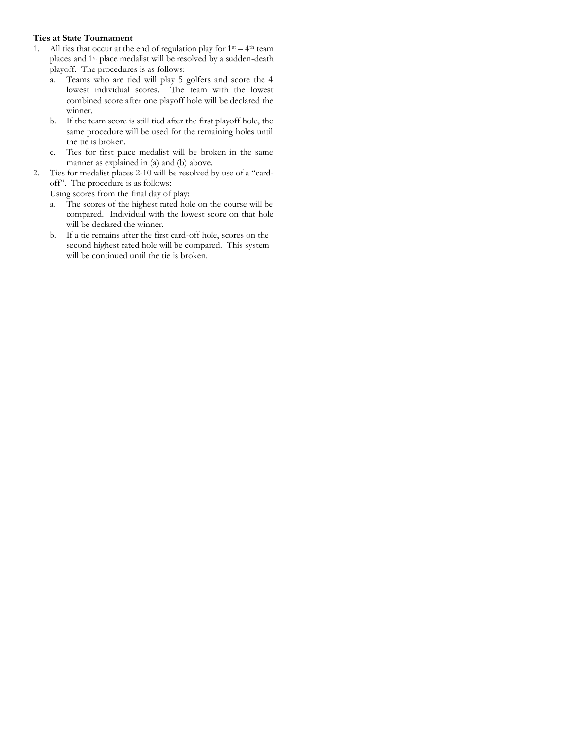**<u>Ties at State Tournament</u>**

1. All ties that occur at the end of regulation play for 1st – 4th team places and 1st place medalist will be resolved by a sudden-death playoff. The procedures is as follows:
   a. Teams who are tied will play 5 golfers and score the 4 lowest individual scores. The team with the lowest combined score after one playoff hole will be declared the winner.
   b. If the team score is still tied after the first playoff hole, the same procedure will be used for the remaining holes until the tie is broken.
   c. Ties for first place medalist will be broken in the same manner as explained in (a) and (b) above.
2. Ties for medalist places 2-10 will be resolved by use of a "card-off". The procedure is as follows:

   Using scores from the final day of play:
   a. The scores of the highest rated hole on the course will be compared. Individual with the lowest score on that hole will be declared the winner.
   b. If a tie remains after the first card-off hole, scores on the second highest rated hole will be compared. This system will be continued until the tie is broken.